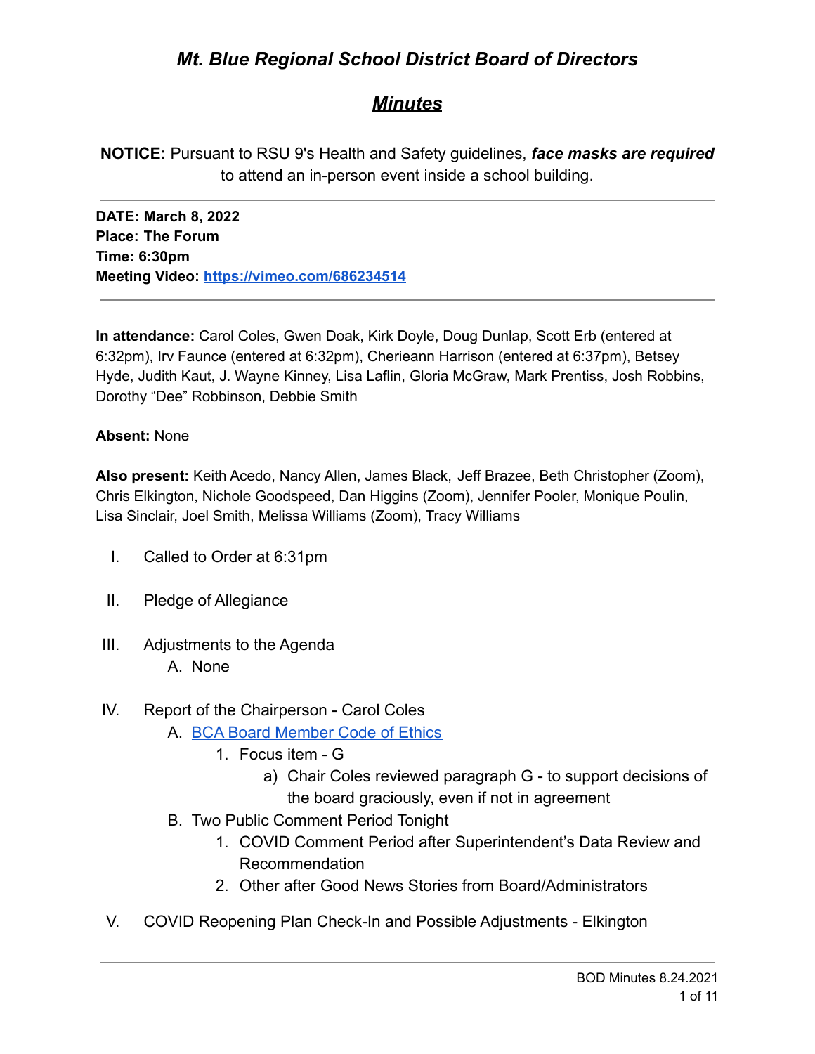# *Mt. Blue Regional School District Board of Directors*

## ***Minutes***

**NOTICE:** Pursuant to RSU 9's Health and Safety guidelines, ***face masks are required*** to attend an in-person event inside a school building.

---

**DATE: March 8, 2022**
**Place: The Forum**
**Time: 6:30pm**
**Meeting Video: [https://vimeo.com/686234514](https://vimeo.com/686234514)**

---

**In attendance:** Carol Coles, Gwen Doak, Kirk Doyle, Doug Dunlap, Scott Erb (entered at 6:32pm), Irv Faunce (entered at 6:32pm), Cherieann Harrison (entered at 6:37pm), Betsey Hyde, Judith Kaut, J. Wayne Kinney, Lisa Laflin, Gloria McGraw, Mark Prentiss, Josh Robbins, Dorothy "Dee" Robbinson, Debbie Smith

**Absent:** None

**Also present:** Keith Acedo, Nancy Allen, James Black, Jeff Brazee, Beth Christopher (Zoom), Chris Elkington, Nichole Goodspeed, Dan Higgins (Zoom), Jennifer Pooler, Monique Poulin, Lisa Sinclair, Joel Smith, Melissa Williams (Zoom), Tracy Williams

I. Called to Order at 6:31pm

II. Pledge of Allegiance

III. Adjustments to the Agenda
   A. None

IV. Report of the Chairperson - Carol Coles
   A. BCA Board Member Code of Ethics
      1. Focus item - G
         a) Chair Coles reviewed paragraph G - to support decisions of the board graciously, even if not in agreement
   B. Two Public Comment Period Tonight
      1. COVID Comment Period after Superintendent's Data Review and Recommendation
      2. Other after Good News Stories from Board/Administrators

V. COVID Reopening Plan Check-In and Possible Adjustments - Elkington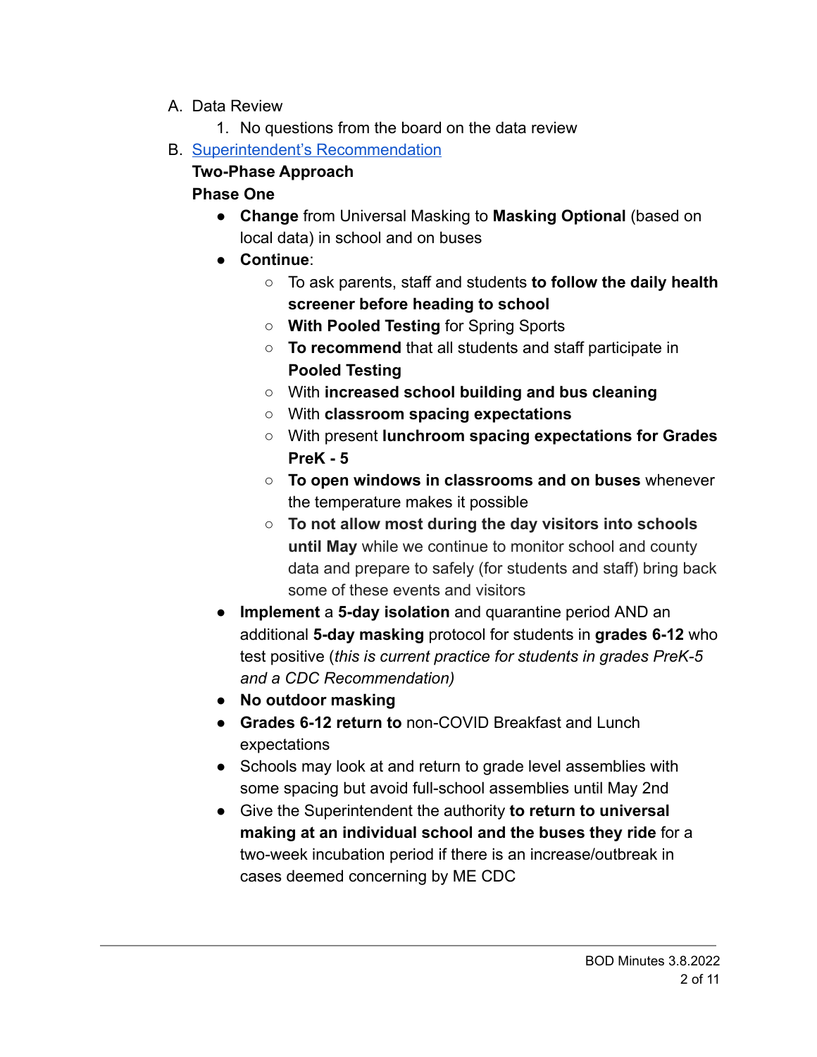A. Data Review
   1. No questions from the board on the data review
B. [Superintendent's Recommendation]

   **Two-Phase Approach**

   **Phase One**

   - **Change** from Universal Masking to **Masking Optional** (based on local data) in school and on buses
   - **Continue**:
     - To ask parents, staff and students **to follow the daily health screener before heading to school**
     - **With Pooled Testing** for Spring Sports
     - **To recommend** that all students and staff participate in **Pooled Testing**
     - With **increased school building and bus cleaning**
     - With **classroom spacing expectations**
     - With present **lunchroom spacing expectations for Grades PreK - 5**
     - **To open windows in classrooms and on buses** whenever the temperature makes it possible
     - **To not allow most during the day visitors into schools until May** while we continue to monitor school and county data and prepare to safely (for students and staff) bring back some of these events and visitors
   - **Implement** a **5-day isolation** and quarantine period AND an additional **5-day masking** protocol for students in **grades 6-12** who test positive (*this is current practice for students in grades PreK-5 and a CDC Recommendation)*
   - **No outdoor masking**
   - **Grades 6-12 return to** non-COVID Breakfast and Lunch expectations
   - Schools may look at and return to grade level assemblies with some spacing but avoid full-school assemblies until May 2nd
   - Give the Superintendent the authority **to return to universal making at an individual school and the buses they ride** for a two-week incubation period if there is an increase/outbreak in cases deemed concerning by ME CDC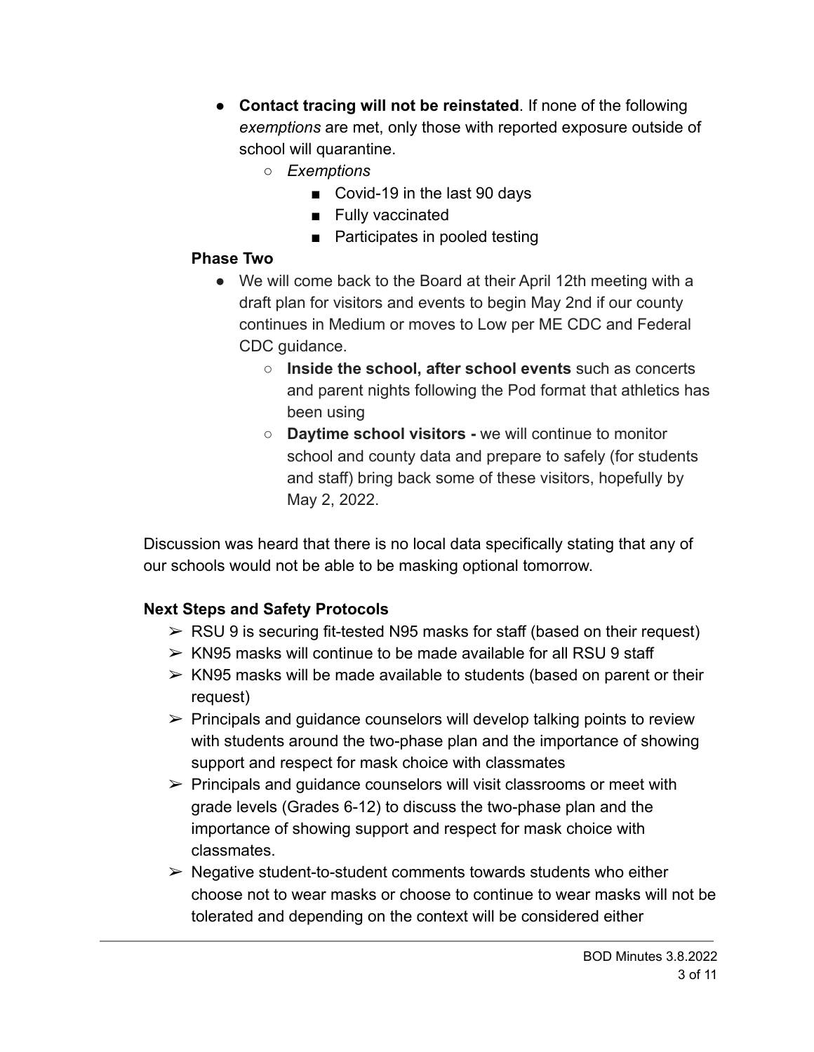- **Contact tracing will not be reinstated**. If none of the following *exemptions* are met, only those with reported exposure outside of school will quarantine.
    - *Exemptions*
        - Covid-19 in the last 90 days
        - Fully vaccinated
        - Participates in pooled testing

**Phase Two**

- We will come back to the Board at their April 12th meeting with a draft plan for visitors and events to begin May 2nd if our county continues in Medium or moves to Low per ME CDC and Federal CDC guidance.
    - **Inside the school, after school events** such as concerts and parent nights following the Pod format that athletics has been using
    - **Daytime school visitors -** we will continue to monitor school and county data and prepare to safely (for students and staff) bring back some of these visitors, hopefully by May 2, 2022.

Discussion was heard that there is no local data specifically stating that any of our schools would not be able to be masking optional tomorrow.

### Next Steps and Safety Protocols

- RSU 9 is securing fit-tested N95 masks for staff (based on their request)
- KN95 masks will continue to be made available for all RSU 9 staff
- KN95 masks will be made available to students (based on parent or their request)
- Principals and guidance counselors will develop talking points to review with students around the two-phase plan and the importance of showing support and respect for mask choice with classmates
- Principals and guidance counselors will visit classrooms or meet with grade levels (Grades 6-12) to discuss the two-phase plan and the importance of showing support and respect for mask choice with classmates.
- Negative student-to-student comments towards students who either choose not to wear masks or choose to continue to wear masks will not be tolerated and depending on the context will be considered either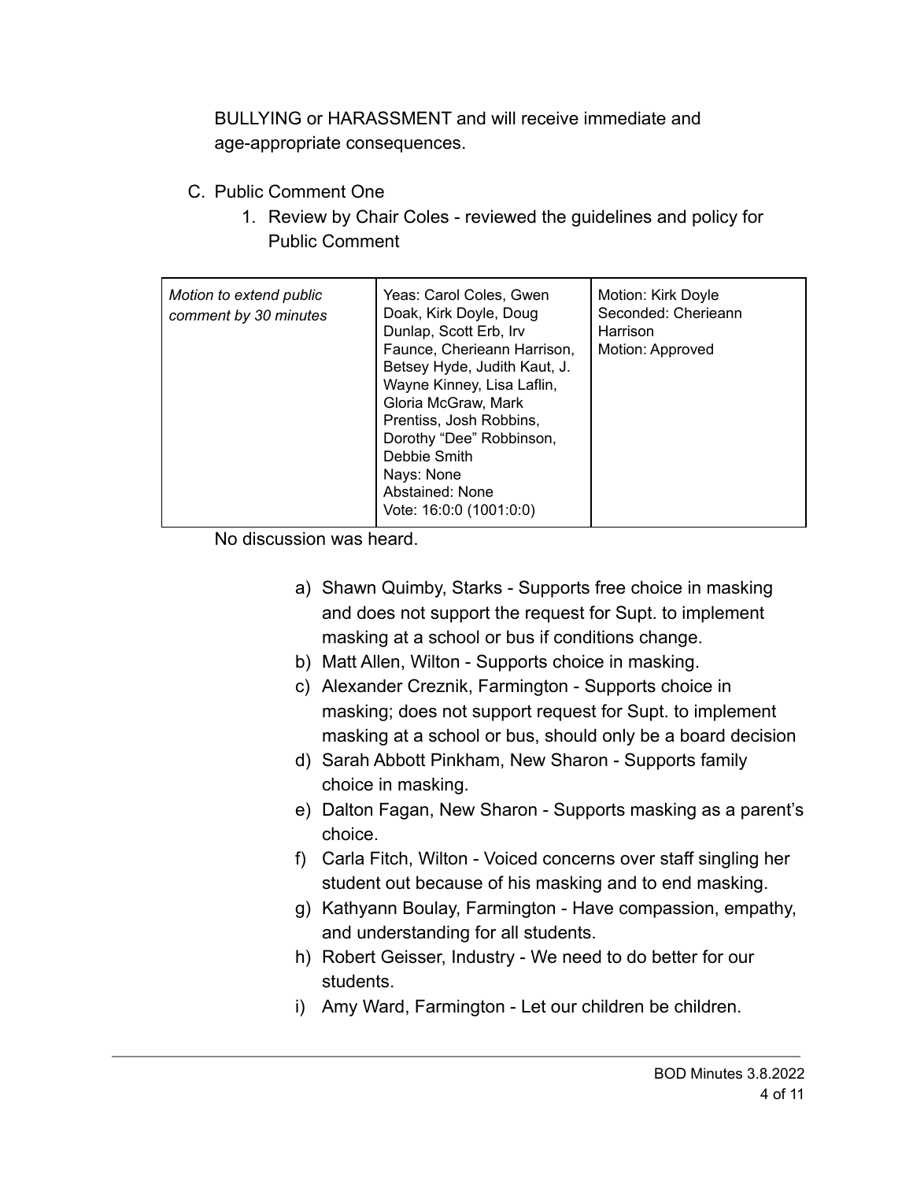BULLYING or HARASSMENT and will receive immediate and age-appropriate consequences.

C. Public Comment One

1. Review by Chair Coles - reviewed the guidelines and policy for Public Comment

| *Motion to extend public comment by 30 minutes* | Yeas: Carol Coles, Gwen Doak, Kirk Doyle, Doug Dunlap, Scott Erb, Irv Faunce, Cherieann Harrison, Betsey Hyde, Judith Kaut, J. Wayne Kinney, Lisa Laflin, Gloria McGraw, Mark Prentiss, Josh Robbins, Dorothy "Dee" Robbinson, Debbie Smith<br>Nays: None<br>Abstained: None<br>Vote: 16:0:0 (1001:0:0) | Motion: Kirk Doyle<br>Seconded: Cherieann Harrison<br>Motion: Approved |
|---|---|---|

No discussion was heard.

a) Shawn Quimby, Starks - Supports free choice in masking and does not support the request for Supt. to implement masking at a school or bus if conditions change.
b) Matt Allen, Wilton - Supports choice in masking.
c) Alexander Creznik, Farmington - Supports choice in masking; does not support request for Supt. to implement masking at a school or bus, should only be a board decision
d) Sarah Abbott Pinkham, New Sharon - Supports family choice in masking.
e) Dalton Fagan, New Sharon - Supports masking as a parent's choice.
f) Carla Fitch, Wilton - Voiced concerns over staff singling her student out because of his masking and to end masking.
g) Kathyann Boulay, Farmington - Have compassion, empathy, and understanding for all students.
h) Robert Geisser, Industry - We need to do better for our students.
i) Amy Ward, Farmington - Let our children be children.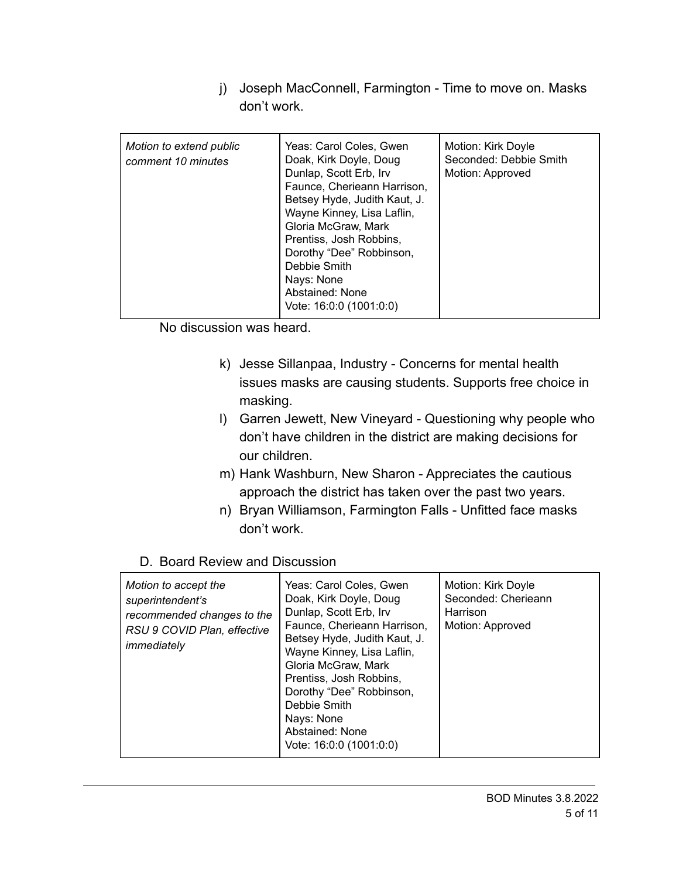j) Joseph MacConnell, Farmington - Time to move on. Masks don't work.

| Motion to extend public comment 10 minutes | Yeas: Carol Coles, Gwen Doak, Kirk Doyle, Doug Dunlap, Scott Erb, Irv Faunce, Cherieann Harrison, Betsey Hyde, Judith Kaut, J. Wayne Kinney, Lisa Laflin, Gloria McGraw, Mark Prentiss, Josh Robbins, Dorothy "Dee" Robbinson, Debbie Smith<br>Nays: None<br>Abstained: None<br>Vote: 16:0:0 (1001:0:0) | Motion: Kirk Doyle<br>Seconded: Debbie Smith<br>Motion: Approved |
|---|---|---|

No discussion was heard.

k) Jesse Sillanpaa, Industry - Concerns for mental health issues masks are causing students. Supports free choice in masking.

l) Garren Jewett, New Vineyard - Questioning why people who don't have children in the district are making decisions for our children.

m) Hank Washburn, New Sharon - Appreciates the cautious approach the district has taken over the past two years.

n) Bryan Williamson, Farmington Falls - Unfitted face masks don't work.

D. Board Review and Discussion

| *Motion to accept the superintendent's recommended changes to the RSU 9 COVID Plan, effective immediately* | Yeas: Carol Coles, Gwen Doak, Kirk Doyle, Doug Dunlap, Scott Erb, Irv Faunce, Cherieann Harrison, Betsey Hyde, Judith Kaut, J. Wayne Kinney, Lisa Laflin, Gloria McGraw, Mark Prentiss, Josh Robbins, Dorothy "Dee" Robbinson, Debbie Smith<br>Nays: None<br>Abstained: None<br>Vote: 16:0:0 (1001:0:0) | Motion: Kirk Doyle<br>Seconded: Cherieann Harrison<br>Motion: Approved |
|---|---|---|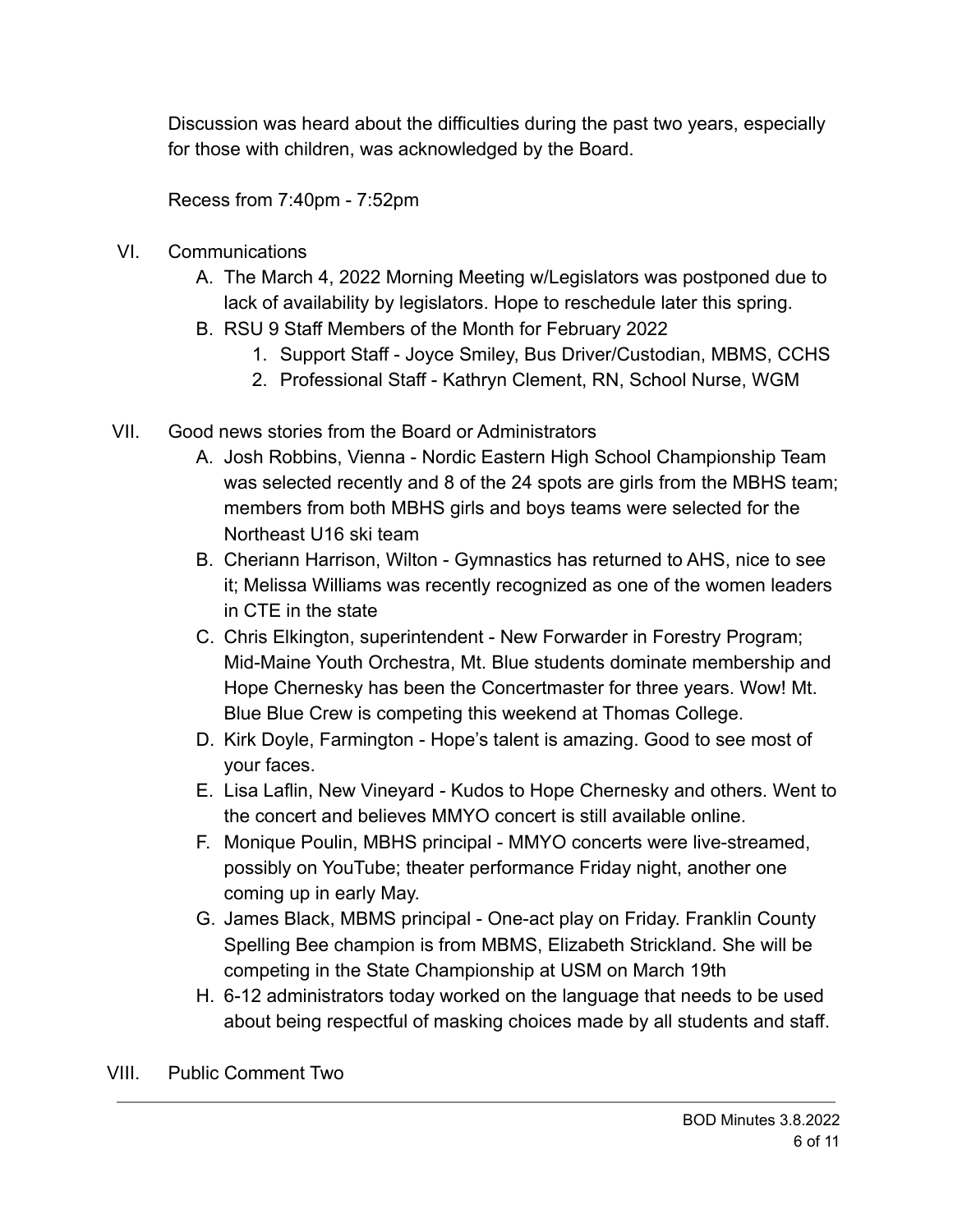Discussion was heard about the difficulties during the past two years, especially for those with children, was acknowledged by the Board.

Recess from 7:40pm - 7:52pm

VI. Communications
   A. The March 4, 2022 Morning Meeting w/Legislators was postponed due to lack of availability by legislators. Hope to reschedule later this spring.
   B. RSU 9 Staff Members of the Month for February 2022
      1. Support Staff - Joyce Smiley, Bus Driver/Custodian, MBMS, CCHS
      2. Professional Staff - Kathryn Clement, RN, School Nurse, WGM

VII. Good news stories from the Board or Administrators
   A. Josh Robbins, Vienna - Nordic Eastern High School Championship Team was selected recently and 8 of the 24 spots are girls from the MBHS team; members from both MBHS girls and boys teams were selected for the Northeast U16 ski team
   B. Cheriann Harrison, Wilton - Gymnastics has returned to AHS, nice to see it; Melissa Williams was recently recognized as one of the women leaders in CTE in the state
   C. Chris Elkington, superintendent - New Forwarder in Forestry Program; Mid-Maine Youth Orchestra, Mt. Blue students dominate membership and Hope Chernesky has been the Concertmaster for three years. Wow! Mt. Blue Blue Crew is competing this weekend at Thomas College.
   D. Kirk Doyle, Farmington - Hope's talent is amazing. Good to see most of your faces.
   E. Lisa Laflin, New Vineyard - Kudos to Hope Chernesky and others. Went to the concert and believes MMYO concert is still available online.
   F. Monique Poulin, MBHS principal - MMYO concerts were live-streamed, possibly on YouTube; theater performance Friday night, another one coming up in early May.
   G. James Black, MBMS principal - One-act play on Friday. Franklin County Spelling Bee champion is from MBMS, Elizabeth Strickland. She will be competing in the State Championship at USM on March 19th
   H. 6-12 administrators today worked on the language that needs to be used about being respectful of masking choices made by all students and staff.

VIII. Public Comment Two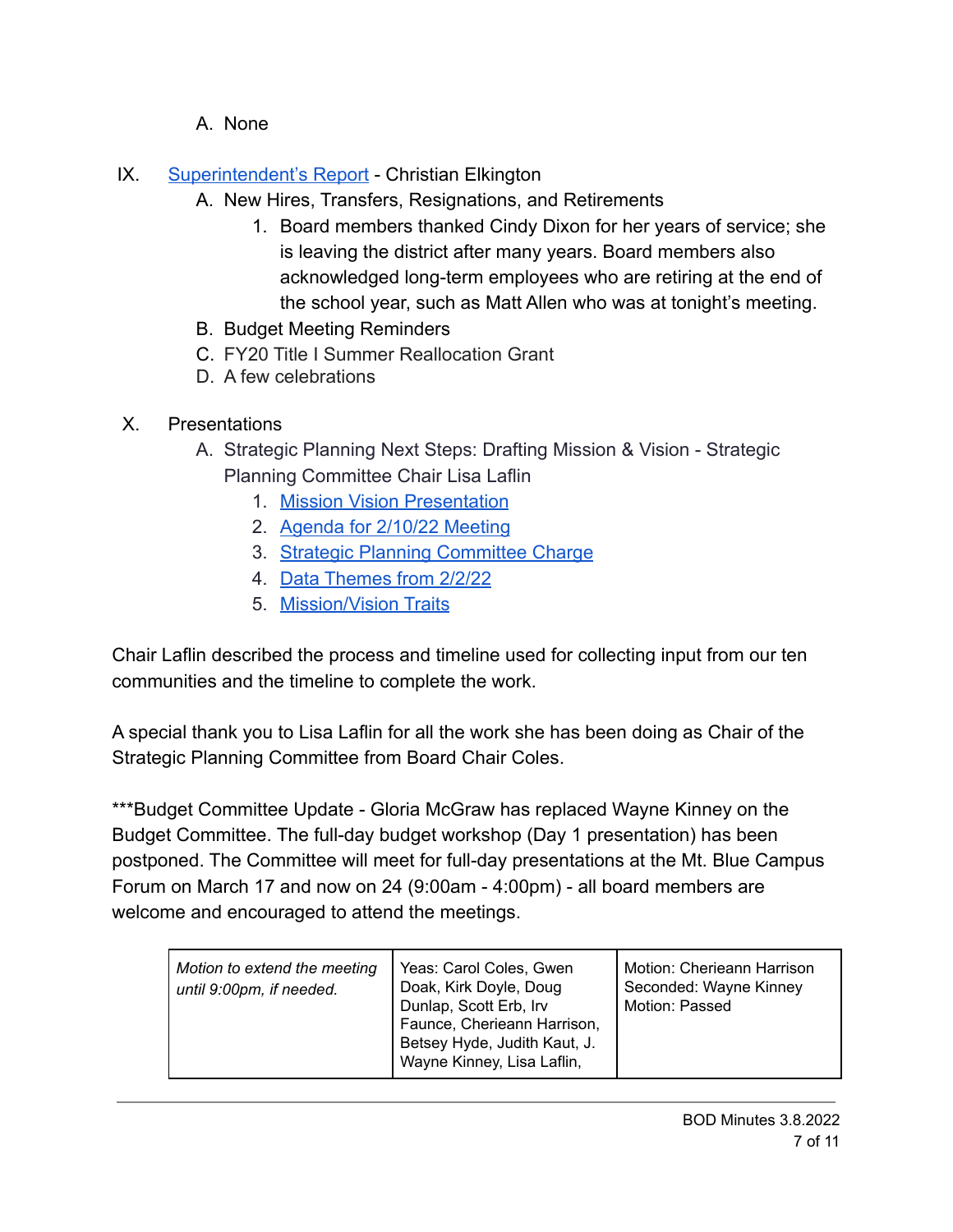A. None

IX. Superintendent's Report - Christian Elkington

A. New Hires, Transfers, Resignations, and Retirements
   1. Board members thanked Cindy Dixon for her years of service; she is leaving the district after many years. Board members also acknowledged long-term employees who are retiring at the end of the school year, such as Matt Allen who was at tonight's meeting.

B. Budget Meeting Reminders

C. FY20 Title I Summer Reallocation Grant

D. A few celebrations

X. Presentations

A. Strategic Planning Next Steps: Drafting Mission & Vision - Strategic Planning Committee Chair Lisa Laflin
   1. Mission Vision Presentation
   2. Agenda for 2/10/22 Meeting
   3. Strategic Planning Committee Charge
   4. Data Themes from 2/2/22
   5. Mission/Vision Traits

Chair Laflin described the process and timeline used for collecting input from our ten communities and the timeline to complete the work.

A special thank you to Lisa Laflin for all the work she has been doing as Chair of the Strategic Planning Committee from Board Chair Coles.

***Budget Committee Update - Gloria McGraw has replaced Wayne Kinney on the Budget Committee. The full-day budget workshop (Day 1 presentation) has been postponed. The Committee will meet for full-day presentations at the Mt. Blue Campus Forum on March 17 and now on 24 (9:00am - 4:00pm) - all board members are welcome and encouraged to attend the meetings.

| | | |
|---|---|---|
| *Motion to extend the meeting until 9:00pm, if needed.* | Yeas: Carol Coles, Gwen Doak, Kirk Doyle, Doug Dunlap, Scott Erb, Irv Faunce, Cherieann Harrison, Betsey Hyde, Judith Kaut, J. Wayne Kinney, Lisa Laflin, | Motion: Cherieann Harrison<br>Seconded: Wayne Kinney<br>Motion: Passed |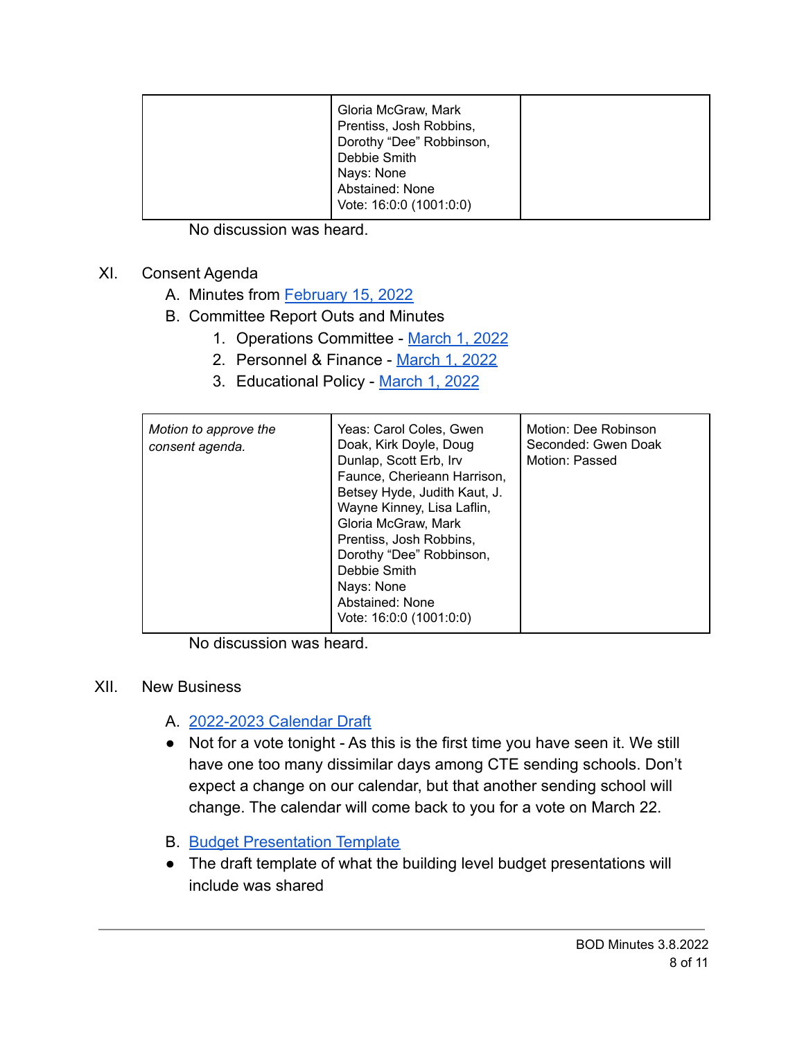| | Gloria McGraw, Mark Prentiss, Josh Robbins, Dorothy “Dee” Robbinson, Debbie Smith<br>Nays: None<br>Abstained: None<br>Vote: 16:0:0 (1001:0:0) | |
|---|---|---|

No discussion was heard.

XI. Consent Agenda

A. Minutes from February 15, 2022

B. Committee Report Outs and Minutes

1. Operations Committee - March 1, 2022
2. Personnel & Finance - March 1, 2022
3. Educational Policy - March 1, 2022

| *Motion to approve the consent agenda.* | Yeas: Carol Coles, Gwen Doak, Kirk Doyle, Doug Dunlap, Scott Erb, Irv Faunce, Cherieann Harrison, Betsey Hyde, Judith Kaut, J. Wayne Kinney, Lisa Laflin, Gloria McGraw, Mark Prentiss, Josh Robbins, Dorothy “Dee” Robbinson, Debbie Smith<br>Nays: None<br>Abstained: None<br>Vote: 16:0:0 (1001:0:0) | Motion: Dee Robinson<br>Seconded: Gwen Doak<br>Motion: Passed |
|---|---|---|

No discussion was heard.

XII. New Business

A. 2022-2023 Calendar Draft

- Not for a vote tonight - As this is the first time you have seen it. We still have one too many dissimilar days among CTE sending schools. Don’t expect a change on our calendar, but that another sending school will change. The calendar will come back to you for a vote on March 22.

B. Budget Presentation Template

- The draft template of what the building level budget presentations will include was shared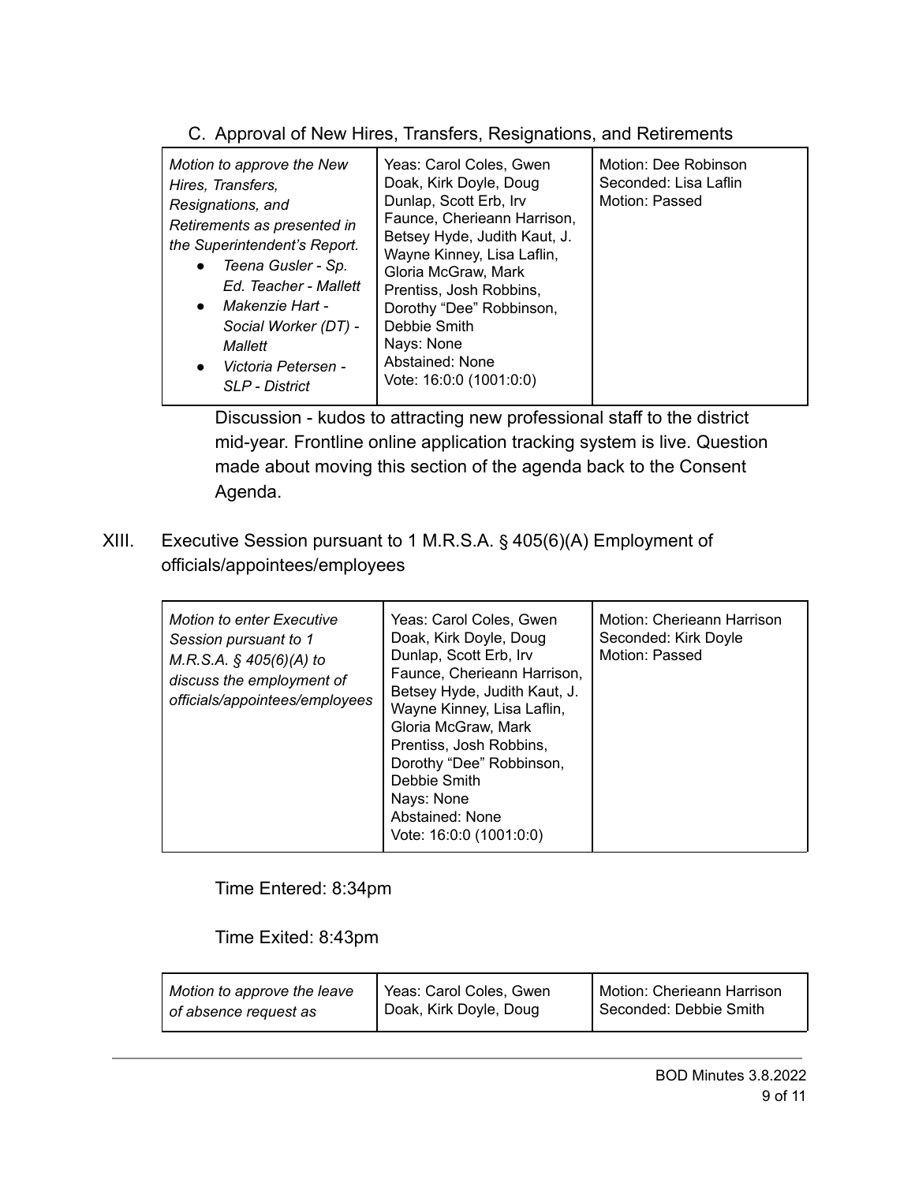C. Approval of New Hires, Transfers, Resignations, and Retirements

| *Motion to approve the New Hires, Transfers, Resignations, and Retirements as presented in the Superintendent's Report.*<br>• *Teena Gusler - Sp. Ed. Teacher - Mallett*<br>• *Makenzie Hart - Social Worker (DT) - Mallett*<br>• *Victoria Petersen - SLP - District* | Yeas: Carol Coles, Gwen Doak, Kirk Doyle, Doug Dunlap, Scott Erb, Irv Faunce, Cherieann Harrison, Betsey Hyde, Judith Kaut, J. Wayne Kinney, Lisa Laflin, Gloria McGraw, Mark Prentiss, Josh Robbins, Dorothy "Dee" Robbinson, Debbie Smith<br>Nays: None<br>Abstained: None<br>Vote: 16:0:0 (1001:0:0) | Motion: Dee Robinson<br>Seconded: Lisa Laflin<br>Motion: Passed |
|---|---|---|

Discussion - kudos to attracting new professional staff to the district mid-year. Frontline online application tracking system is live. Question made about moving this section of the agenda back to the Consent Agenda.

XIII. Executive Session pursuant to 1 M.R.S.A. § 405(6)(A) Employment of officials/appointees/employees

| *Motion to enter Executive Session pursuant to 1 M.R.S.A. § 405(6)(A) to discuss the employment of officials/appointees/employees* | Yeas: Carol Coles, Gwen Doak, Kirk Doyle, Doug Dunlap, Scott Erb, Irv Faunce, Cherieann Harrison, Betsey Hyde, Judith Kaut, J. Wayne Kinney, Lisa Laflin, Gloria McGraw, Mark Prentiss, Josh Robbins, Dorothy "Dee" Robbinson, Debbie Smith<br>Nays: None<br>Abstained: None<br>Vote: 16:0:0 (1001:0:0) | Motion: Cherieann Harrison<br>Seconded: Kirk Doyle<br>Motion: Passed |
|---|---|---|

Time Entered: 8:34pm

Time Exited: 8:43pm

| *Motion to approve the leave of absence request as* | Yeas: Carol Coles, Gwen Doak, Kirk Doyle, Doug | Motion: Cherieann Harrison<br>Seconded: Debbie Smith |
|---|---|---|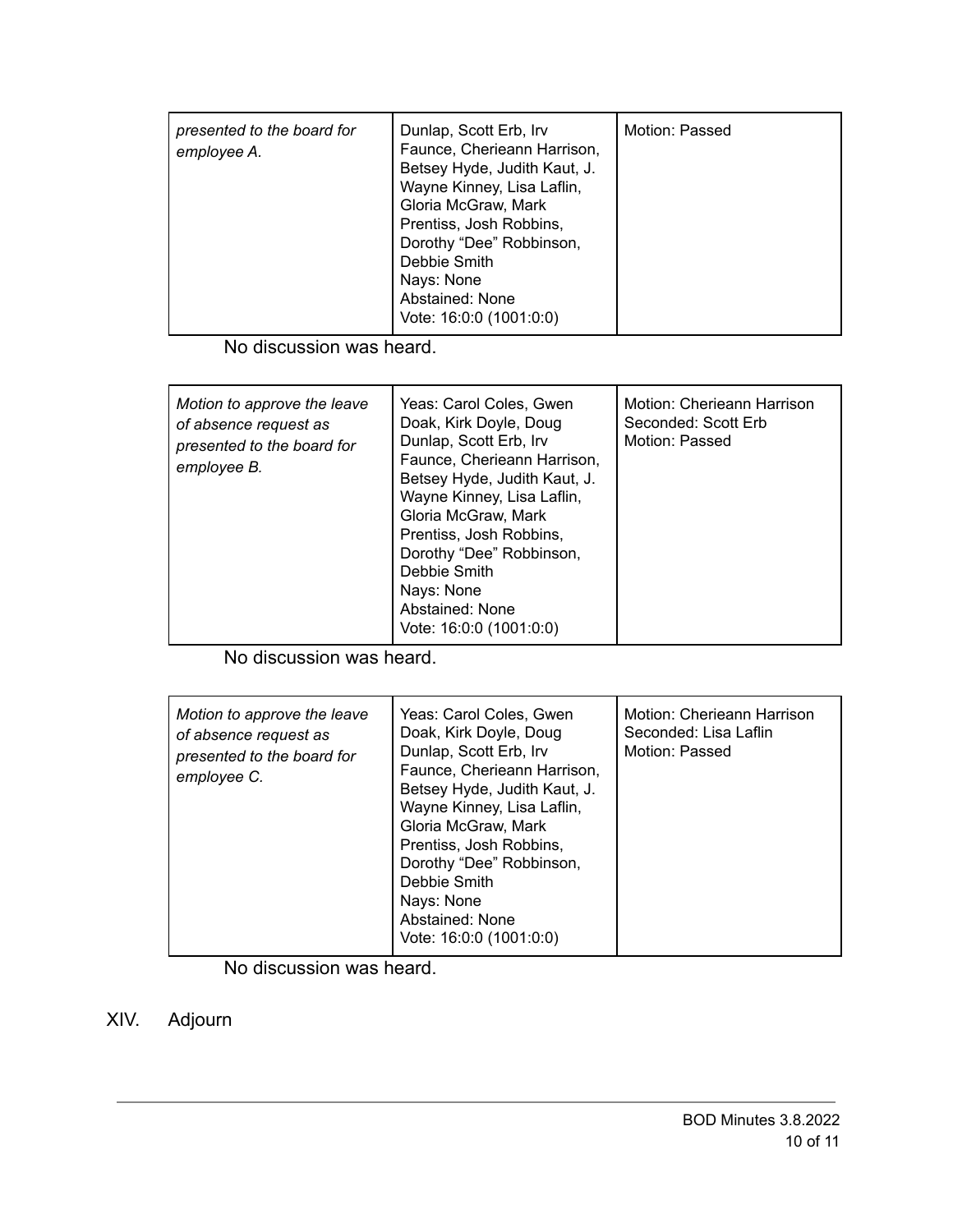| | | |
|---|---|---|
| *presented to the board for employee A.* | Dunlap, Scott Erb, Irv Faunce, Cherieann Harrison, Betsey Hyde, Judith Kaut, J. Wayne Kinney, Lisa Laflin, Gloria McGraw, Mark Prentiss, Josh Robbins, Dorothy “Dee” Robbinson, Debbie Smith<br>Nays: None<br>Abstained: None<br>Vote: 16:0:0 (1001:0:0) | Motion: Passed |

No discussion was heard.

| | | |
|---|---|---|
| *Motion to approve the leave of absence request as presented to the board for employee B.* | Yeas: Carol Coles, Gwen Doak, Kirk Doyle, Doug Dunlap, Scott Erb, Irv Faunce, Cherieann Harrison, Betsey Hyde, Judith Kaut, J. Wayne Kinney, Lisa Laflin, Gloria McGraw, Mark Prentiss, Josh Robbins, Dorothy “Dee” Robbinson, Debbie Smith<br>Nays: None<br>Abstained: None<br>Vote: 16:0:0 (1001:0:0) | Motion: Cherieann Harrison<br>Seconded: Scott Erb<br>Motion: Passed |

No discussion was heard.

| | | |
|---|---|---|
| *Motion to approve the leave of absence request as presented to the board for employee C.* | Yeas: Carol Coles, Gwen Doak, Kirk Doyle, Doug Dunlap, Scott Erb, Irv Faunce, Cherieann Harrison, Betsey Hyde, Judith Kaut, J. Wayne Kinney, Lisa Laflin, Gloria McGraw, Mark Prentiss, Josh Robbins, Dorothy “Dee” Robbinson, Debbie Smith<br>Nays: None<br>Abstained: None<br>Vote: 16:0:0 (1001:0:0) | Motion: Cherieann Harrison<br>Seconded: Lisa Laflin<br>Motion: Passed |

No discussion was heard.

## XIV. Adjourn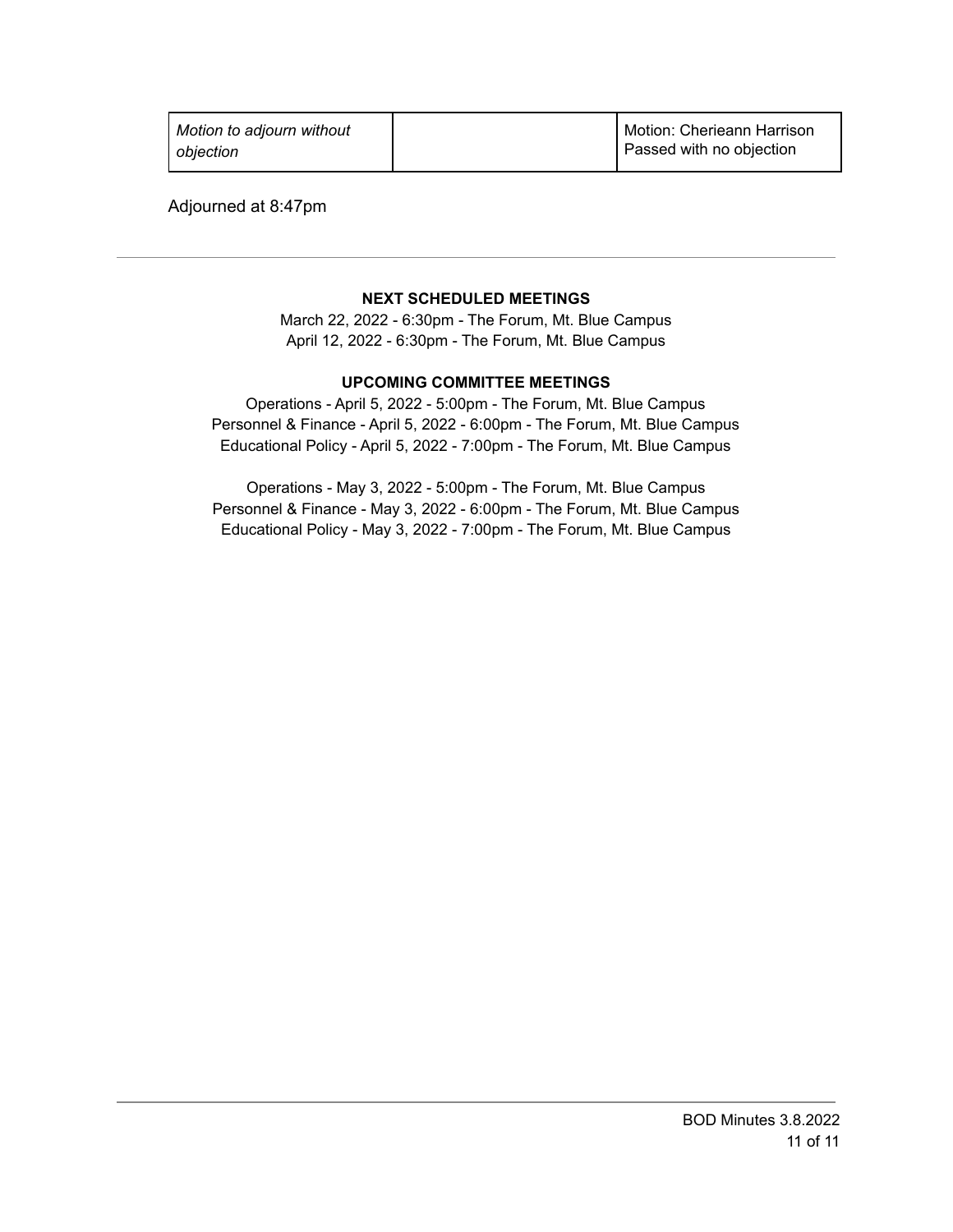| | | |
|---|---|---|
| *Motion to adjourn without objection* | | Motion: Cherieann Harrison<br>Passed with no objection |

Adjourned at 8:47pm

---

**NEXT SCHEDULED MEETINGS**

March 22, 2022 - 6:30pm - The Forum, Mt. Blue Campus
April 12, 2022 - 6:30pm - The Forum, Mt. Blue Campus

**UPCOMING COMMITTEE MEETINGS**

Operations - April 5, 2022 - 5:00pm - The Forum, Mt. Blue Campus
Personnel & Finance - April 5, 2022 - 6:00pm - The Forum, Mt. Blue Campus
Educational Policy - April 5, 2022 - 7:00pm - The Forum, Mt. Blue Campus

Operations - May 3, 2022 - 5:00pm - The Forum, Mt. Blue Campus
Personnel & Finance - May 3, 2022 - 6:00pm - The Forum, Mt. Blue Campus
Educational Policy - May 3, 2022 - 7:00pm - The Forum, Mt. Blue Campus